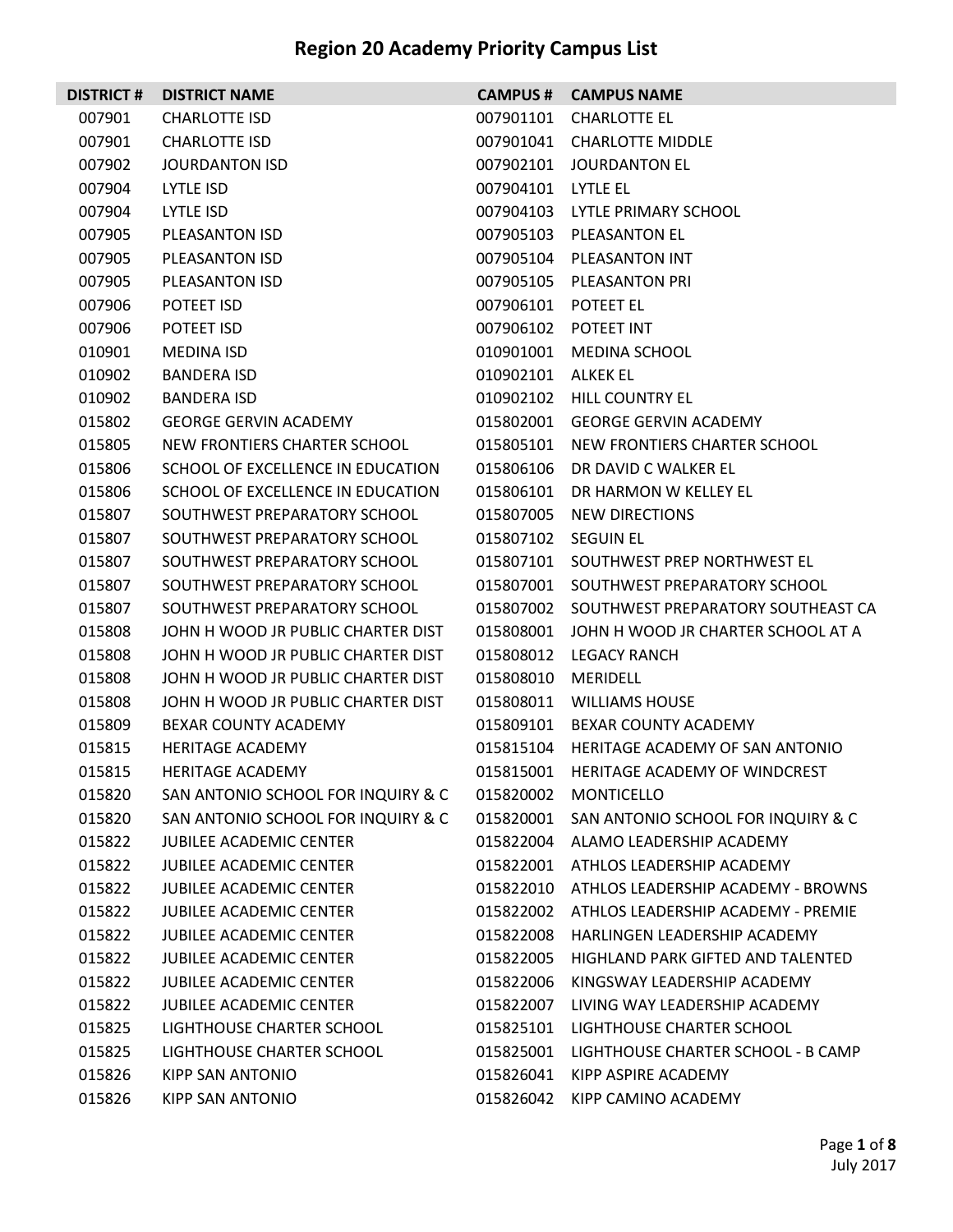# Region 20 Academy Priority Campus List

| DISTRICT # | DISTRICT NAME | CAMPUS # | CAMPUS NAME |
|---|---|---|---|
| 007901 | CHARLOTTE ISD | 007901101 | CHARLOTTE EL |
| 007901 | CHARLOTTE ISD | 007901041 | CHARLOTTE MIDDLE |
| 007902 | JOURDANTON ISD | 007902101 | JOURDANTON EL |
| 007904 | LYTLE ISD | 007904101 | LYTLE EL |
| 007904 | LYTLE ISD | 007904103 | LYTLE PRIMARY SCHOOL |
| 007905 | PLEASANTON ISD | 007905103 | PLEASANTON EL |
| 007905 | PLEASANTON ISD | 007905104 | PLEASANTON INT |
| 007905 | PLEASANTON ISD | 007905105 | PLEASANTON PRI |
| 007906 | POTEET ISD | 007906101 | POTEET EL |
| 007906 | POTEET ISD | 007906102 | POTEET INT |
| 010901 | MEDINA ISD | 010901001 | MEDINA SCHOOL |
| 010902 | BANDERA ISD | 010902101 | ALKEK EL |
| 010902 | BANDERA ISD | 010902102 | HILL COUNTRY EL |
| 015802 | GEORGE GERVIN ACADEMY | 015802001 | GEORGE GERVIN ACADEMY |
| 015805 | NEW FRONTIERS CHARTER SCHOOL | 015805101 | NEW FRONTIERS CHARTER SCHOOL |
| 015806 | SCHOOL OF EXCELLENCE IN EDUCATION | 015806106 | DR DAVID C WALKER EL |
| 015806 | SCHOOL OF EXCELLENCE IN EDUCATION | 015806101 | DR HARMON W KELLEY EL |
| 015807 | SOUTHWEST PREPARATORY SCHOOL | 015807005 | NEW DIRECTIONS |
| 015807 | SOUTHWEST PREPARATORY SCHOOL | 015807102 | SEGUIN EL |
| 015807 | SOUTHWEST PREPARATORY SCHOOL | 015807101 | SOUTHWEST PREP NORTHWEST EL |
| 015807 | SOUTHWEST PREPARATORY SCHOOL | 015807001 | SOUTHWEST PREPARATORY SCHOOL |
| 015807 | SOUTHWEST PREPARATORY SCHOOL | 015807002 | SOUTHWEST PREPARATORY SOUTHEAST CA |
| 015808 | JOHN H WOOD JR PUBLIC CHARTER DIST | 015808001 | JOHN H WOOD JR CHARTER SCHOOL AT A |
| 015808 | JOHN H WOOD JR PUBLIC CHARTER DIST | 015808012 | LEGACY RANCH |
| 015808 | JOHN H WOOD JR PUBLIC CHARTER DIST | 015808010 | MERIDELL |
| 015808 | JOHN H WOOD JR PUBLIC CHARTER DIST | 015808011 | WILLIAMS HOUSE |
| 015809 | BEXAR COUNTY ACADEMY | 015809101 | BEXAR COUNTY ACADEMY |
| 015815 | HERITAGE ACADEMY | 015815104 | HERITAGE ACADEMY OF SAN ANTONIO |
| 015815 | HERITAGE ACADEMY | 015815001 | HERITAGE ACADEMY OF WINDCREST |
| 015820 | SAN ANTONIO SCHOOL FOR INQUIRY & C | 015820002 | MONTICELLO |
| 015820 | SAN ANTONIO SCHOOL FOR INQUIRY & C | 015820001 | SAN ANTONIO SCHOOL FOR INQUIRY & C |
| 015822 | JUBILEE ACADEMIC CENTER | 015822004 | ALAMO LEADERSHIP ACADEMY |
| 015822 | JUBILEE ACADEMIC CENTER | 015822001 | ATHLOS LEADERSHIP ACADEMY |
| 015822 | JUBILEE ACADEMIC CENTER | 015822010 | ATHLOS LEADERSHIP ACADEMY - BROWNS |
| 015822 | JUBILEE ACADEMIC CENTER | 015822002 | ATHLOS LEADERSHIP ACADEMY - PREMIE |
| 015822 | JUBILEE ACADEMIC CENTER | 015822008 | HARLINGEN LEADERSHIP ACADEMY |
| 015822 | JUBILEE ACADEMIC CENTER | 015822005 | HIGHLAND PARK GIFTED AND TALENTED |
| 015822 | JUBILEE ACADEMIC CENTER | 015822006 | KINGSWAY LEADERSHIP ACADEMY |
| 015822 | JUBILEE ACADEMIC CENTER | 015822007 | LIVING WAY LEADERSHIP ACADEMY |
| 015825 | LIGHTHOUSE CHARTER SCHOOL | 015825101 | LIGHTHOUSE CHARTER SCHOOL |
| 015825 | LIGHTHOUSE CHARTER SCHOOL | 015825001 | LIGHTHOUSE CHARTER SCHOOL - B CAMP |
| 015826 | KIPP SAN ANTONIO | 015826041 | KIPP ASPIRE ACADEMY |
| 015826 | KIPP SAN ANTONIO | 015826042 | KIPP CAMINO ACADEMY |

July 2017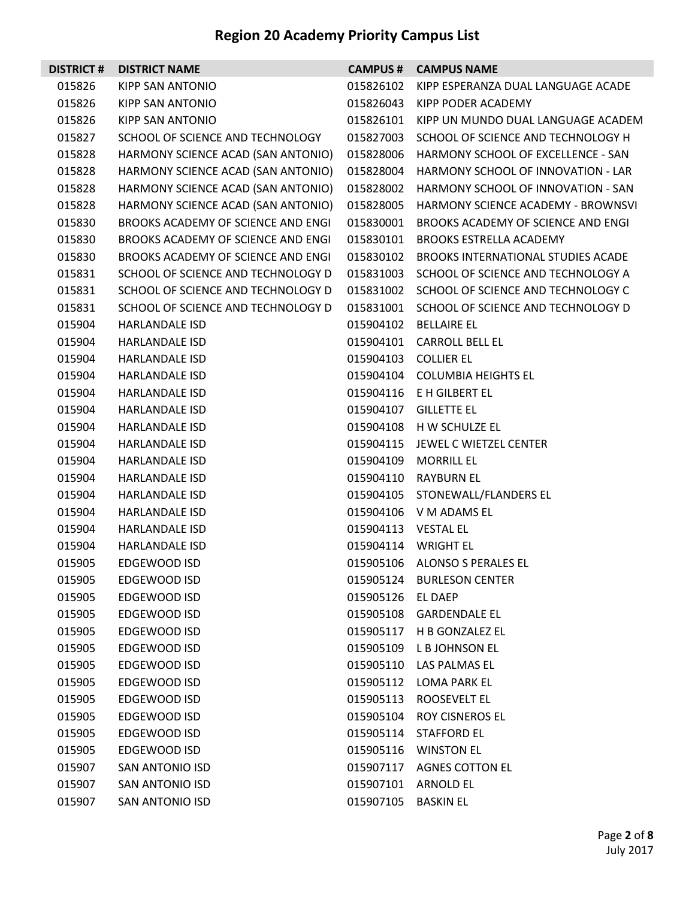# Region 20 Academy Priority Campus List

| DISTRICT # | DISTRICT NAME | CAMPUS # | CAMPUS NAME |
|---|---|---|---|
| 015826 | KIPP SAN ANTONIO | 015826102 | KIPP ESPERANZA DUAL LANGUAGE ACADE |
| 015826 | KIPP SAN ANTONIO | 015826043 | KIPP PODER ACADEMY |
| 015826 | KIPP SAN ANTONIO | 015826101 | KIPP UN MUNDO DUAL LANGUAGE ACADEM |
| 015827 | SCHOOL OF SCIENCE AND TECHNOLOGY | 015827003 | SCHOOL OF SCIENCE AND TECHNOLOGY H |
| 015828 | HARMONY SCIENCE ACAD (SAN ANTONIO) | 015828006 | HARMONY SCHOOL OF EXCELLENCE - SAN |
| 015828 | HARMONY SCIENCE ACAD (SAN ANTONIO) | 015828004 | HARMONY SCHOOL OF INNOVATION - LAR |
| 015828 | HARMONY SCIENCE ACAD (SAN ANTONIO) | 015828002 | HARMONY SCHOOL OF INNOVATION - SAN |
| 015828 | HARMONY SCIENCE ACAD (SAN ANTONIO) | 015828005 | HARMONY SCIENCE ACADEMY - BROWNSVI |
| 015830 | BROOKS ACADEMY OF SCIENCE AND ENGI | 015830001 | BROOKS ACADEMY OF SCIENCE AND ENGI |
| 015830 | BROOKS ACADEMY OF SCIENCE AND ENGI | 015830101 | BROOKS ESTRELLA ACADEMY |
| 015830 | BROOKS ACADEMY OF SCIENCE AND ENGI | 015830102 | BROOKS INTERNATIONAL STUDIES ACADE |
| 015831 | SCHOOL OF SCIENCE AND TECHNOLOGY D | 015831003 | SCHOOL OF SCIENCE AND TECHNOLOGY A |
| 015831 | SCHOOL OF SCIENCE AND TECHNOLOGY D | 015831002 | SCHOOL OF SCIENCE AND TECHNOLOGY C |
| 015831 | SCHOOL OF SCIENCE AND TECHNOLOGY D | 015831001 | SCHOOL OF SCIENCE AND TECHNOLOGY D |
| 015904 | HARLANDALE ISD | 015904102 | BELLAIRE EL |
| 015904 | HARLANDALE ISD | 015904101 | CARROLL BELL EL |
| 015904 | HARLANDALE ISD | 015904103 | COLLIER EL |
| 015904 | HARLANDALE ISD | 015904104 | COLUMBIA HEIGHTS EL |
| 015904 | HARLANDALE ISD | 015904116 | E H GILBERT EL |
| 015904 | HARLANDALE ISD | 015904107 | GILLETTE EL |
| 015904 | HARLANDALE ISD | 015904108 | H W SCHULZE EL |
| 015904 | HARLANDALE ISD | 015904115 | JEWEL C WIETZEL CENTER |
| 015904 | HARLANDALE ISD | 015904109 | MORRILL EL |
| 015904 | HARLANDALE ISD | 015904110 | RAYBURN EL |
| 015904 | HARLANDALE ISD | 015904105 | STONEWALL/FLANDERS EL |
| 015904 | HARLANDALE ISD | 015904106 | V M ADAMS EL |
| 015904 | HARLANDALE ISD | 015904113 | VESTAL EL |
| 015904 | HARLANDALE ISD | 015904114 | WRIGHT EL |
| 015905 | EDGEWOOD ISD | 015905106 | ALONSO S PERALES EL |
| 015905 | EDGEWOOD ISD | 015905124 | BURLESON CENTER |
| 015905 | EDGEWOOD ISD | 015905126 | EL DAEP |
| 015905 | EDGEWOOD ISD | 015905108 | GARDENDALE EL |
| 015905 | EDGEWOOD ISD | 015905117 | H B GONZALEZ EL |
| 015905 | EDGEWOOD ISD | 015905109 | L B JOHNSON EL |
| 015905 | EDGEWOOD ISD | 015905110 | LAS PALMAS EL |
| 015905 | EDGEWOOD ISD | 015905112 | LOMA PARK EL |
| 015905 | EDGEWOOD ISD | 015905113 | ROOSEVELT EL |
| 015905 | EDGEWOOD ISD | 015905104 | ROY CISNEROS EL |
| 015905 | EDGEWOOD ISD | 015905114 | STAFFORD EL |
| 015905 | EDGEWOOD ISD | 015905116 | WINSTON EL |
| 015907 | SAN ANTONIO ISD | 015907117 | AGNES COTTON EL |
| 015907 | SAN ANTONIO ISD | 015907101 | ARNOLD EL |
| 015907 | SAN ANTONIO ISD | 015907105 | BASKIN EL |

July 2017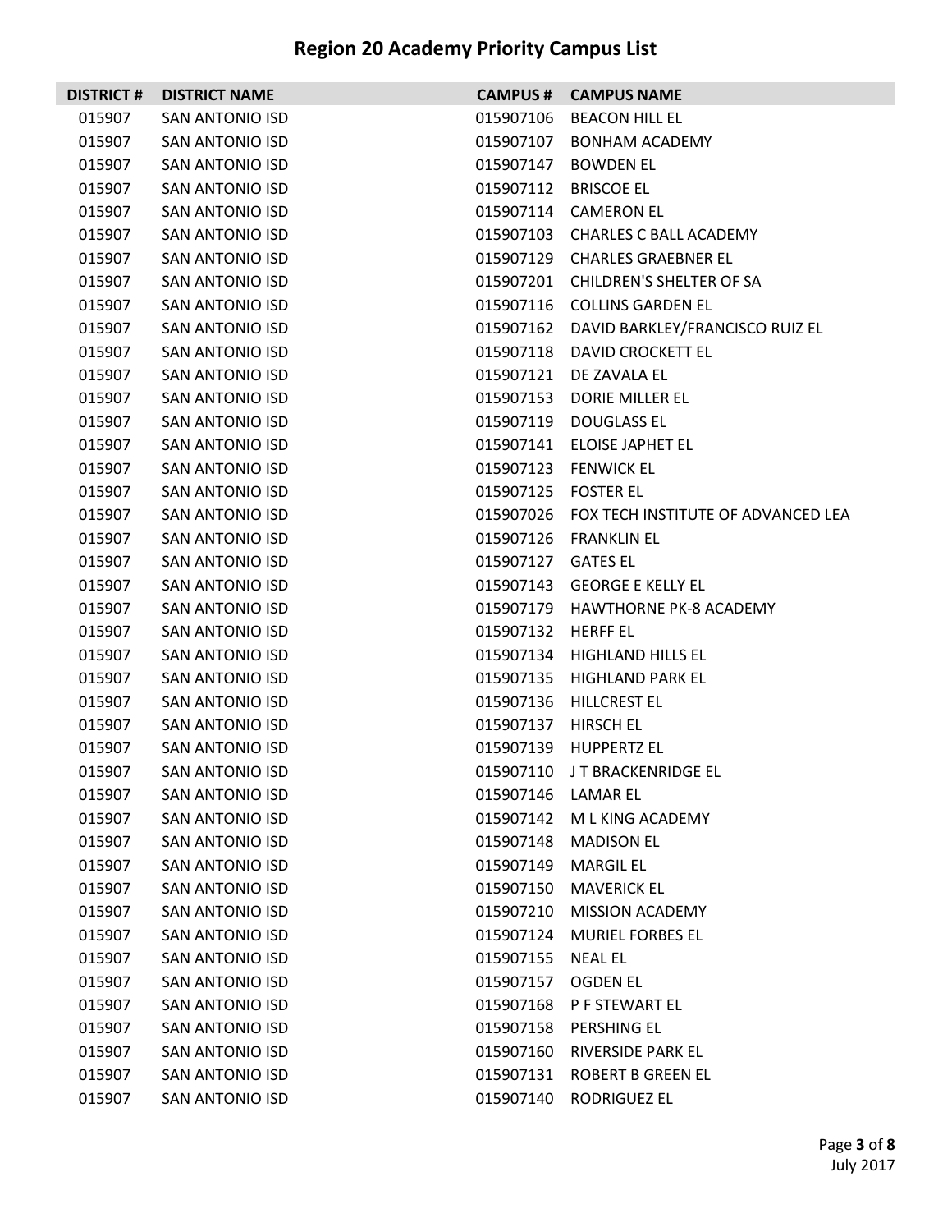# Region 20 Academy Priority Campus List

| DISTRICT # | DISTRICT NAME | CAMPUS # | CAMPUS NAME |
|---|---|---|---|
| 015907 | SAN ANTONIO ISD | 015907106 | BEACON HILL EL |
| 015907 | SAN ANTONIO ISD | 015907107 | BONHAM ACADEMY |
| 015907 | SAN ANTONIO ISD | 015907147 | BOWDEN EL |
| 015907 | SAN ANTONIO ISD | 015907112 | BRISCOE EL |
| 015907 | SAN ANTONIO ISD | 015907114 | CAMERON EL |
| 015907 | SAN ANTONIO ISD | 015907103 | CHARLES C BALL ACADEMY |
| 015907 | SAN ANTONIO ISD | 015907129 | CHARLES GRAEBNER EL |
| 015907 | SAN ANTONIO ISD | 015907201 | CHILDREN'S SHELTER OF SA |
| 015907 | SAN ANTONIO ISD | 015907116 | COLLINS GARDEN EL |
| 015907 | SAN ANTONIO ISD | 015907162 | DAVID BARKLEY/FRANCISCO RUIZ EL |
| 015907 | SAN ANTONIO ISD | 015907118 | DAVID CROCKETT EL |
| 015907 | SAN ANTONIO ISD | 015907121 | DE ZAVALA EL |
| 015907 | SAN ANTONIO ISD | 015907153 | DORIE MILLER EL |
| 015907 | SAN ANTONIO ISD | 015907119 | DOUGLASS EL |
| 015907 | SAN ANTONIO ISD | 015907141 | ELOISE JAPHET EL |
| 015907 | SAN ANTONIO ISD | 015907123 | FENWICK EL |
| 015907 | SAN ANTONIO ISD | 015907125 | FOSTER EL |
| 015907 | SAN ANTONIO ISD | 015907026 | FOX TECH INSTITUTE OF ADVANCED LEA |
| 015907 | SAN ANTONIO ISD | 015907126 | FRANKLIN EL |
| 015907 | SAN ANTONIO ISD | 015907127 | GATES EL |
| 015907 | SAN ANTONIO ISD | 015907143 | GEORGE E KELLY EL |
| 015907 | SAN ANTONIO ISD | 015907179 | HAWTHORNE PK-8 ACADEMY |
| 015907 | SAN ANTONIO ISD | 015907132 | HERFF EL |
| 015907 | SAN ANTONIO ISD | 015907134 | HIGHLAND HILLS EL |
| 015907 | SAN ANTONIO ISD | 015907135 | HIGHLAND PARK EL |
| 015907 | SAN ANTONIO ISD | 015907136 | HILLCREST EL |
| 015907 | SAN ANTONIO ISD | 015907137 | HIRSCH EL |
| 015907 | SAN ANTONIO ISD | 015907139 | HUPPERTZ EL |
| 015907 | SAN ANTONIO ISD | 015907110 | J T BRACKENRIDGE EL |
| 015907 | SAN ANTONIO ISD | 015907146 | LAMAR EL |
| 015907 | SAN ANTONIO ISD | 015907142 | M L KING ACADEMY |
| 015907 | SAN ANTONIO ISD | 015907148 | MADISON EL |
| 015907 | SAN ANTONIO ISD | 015907149 | MARGIL EL |
| 015907 | SAN ANTONIO ISD | 015907150 | MAVERICK EL |
| 015907 | SAN ANTONIO ISD | 015907210 | MISSION ACADEMY |
| 015907 | SAN ANTONIO ISD | 015907124 | MURIEL FORBES EL |
| 015907 | SAN ANTONIO ISD | 015907155 | NEAL EL |
| 015907 | SAN ANTONIO ISD | 015907157 | OGDEN EL |
| 015907 | SAN ANTONIO ISD | 015907168 | P F STEWART EL |
| 015907 | SAN ANTONIO ISD | 015907158 | PERSHING EL |
| 015907 | SAN ANTONIO ISD | 015907160 | RIVERSIDE PARK EL |
| 015907 | SAN ANTONIO ISD | 015907131 | ROBERT B GREEN EL |
| 015907 | SAN ANTONIO ISD | 015907140 | RODRIGUEZ EL |

July 2017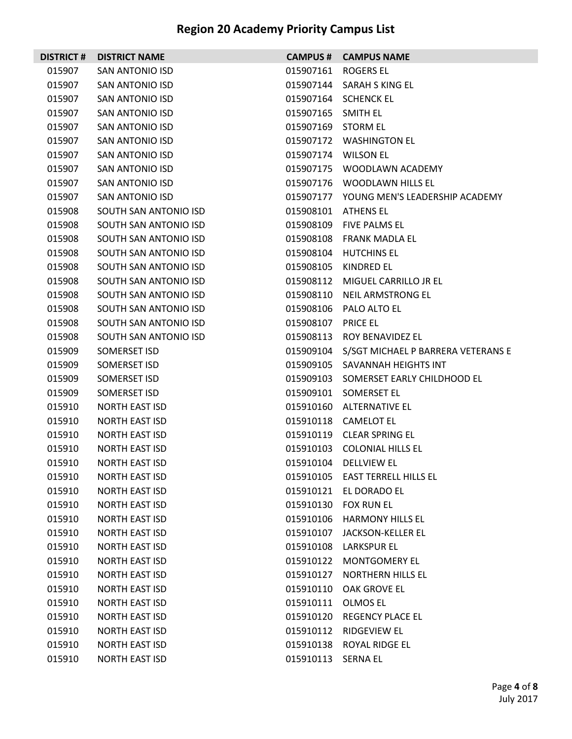# Region 20 Academy Priority Campus List

| DISTRICT # | DISTRICT NAME | CAMPUS # | CAMPUS NAME |
|---|---|---|---|
| 015907 | SAN ANTONIO ISD | 015907161 | ROGERS EL |
| 015907 | SAN ANTONIO ISD | 015907144 | SARAH S KING EL |
| 015907 | SAN ANTONIO ISD | 015907164 | SCHENCK EL |
| 015907 | SAN ANTONIO ISD | 015907165 | SMITH EL |
| 015907 | SAN ANTONIO ISD | 015907169 | STORM EL |
| 015907 | SAN ANTONIO ISD | 015907172 | WASHINGTON EL |
| 015907 | SAN ANTONIO ISD | 015907174 | WILSON EL |
| 015907 | SAN ANTONIO ISD | 015907175 | WOODLAWN ACADEMY |
| 015907 | SAN ANTONIO ISD | 015907176 | WOODLAWN HILLS EL |
| 015907 | SAN ANTONIO ISD | 015907177 | YOUNG MEN'S LEADERSHIP ACADEMY |
| 015908 | SOUTH SAN ANTONIO ISD | 015908101 | ATHENS EL |
| 015908 | SOUTH SAN ANTONIO ISD | 015908109 | FIVE PALMS EL |
| 015908 | SOUTH SAN ANTONIO ISD | 015908108 | FRANK MADLA EL |
| 015908 | SOUTH SAN ANTONIO ISD | 015908104 | HUTCHINS EL |
| 015908 | SOUTH SAN ANTONIO ISD | 015908105 | KINDRED EL |
| 015908 | SOUTH SAN ANTONIO ISD | 015908112 | MIGUEL CARRILLO JR EL |
| 015908 | SOUTH SAN ANTONIO ISD | 015908110 | NEIL ARMSTRONG EL |
| 015908 | SOUTH SAN ANTONIO ISD | 015908106 | PALO ALTO EL |
| 015908 | SOUTH SAN ANTONIO ISD | 015908107 | PRICE EL |
| 015908 | SOUTH SAN ANTONIO ISD | 015908113 | ROY BENAVIDEZ EL |
| 015909 | SOMERSET ISD | 015909104 | S/SGT MICHAEL P BARRERA VETERANS E |
| 015909 | SOMERSET ISD | 015909105 | SAVANNAH HEIGHTS INT |
| 015909 | SOMERSET ISD | 015909103 | SOMERSET EARLY CHILDHOOD EL |
| 015909 | SOMERSET ISD | 015909101 | SOMERSET EL |
| 015910 | NORTH EAST ISD | 015910160 | ALTERNATIVE EL |
| 015910 | NORTH EAST ISD | 015910118 | CAMELOT EL |
| 015910 | NORTH EAST ISD | 015910119 | CLEAR SPRING EL |
| 015910 | NORTH EAST ISD | 015910103 | COLONIAL HILLS EL |
| 015910 | NORTH EAST ISD | 015910104 | DELLVIEW EL |
| 015910 | NORTH EAST ISD | 015910105 | EAST TERRELL HILLS EL |
| 015910 | NORTH EAST ISD | 015910121 | EL DORADO EL |
| 015910 | NORTH EAST ISD | 015910130 | FOX RUN EL |
| 015910 | NORTH EAST ISD | 015910106 | HARMONY HILLS EL |
| 015910 | NORTH EAST ISD | 015910107 | JACKSON-KELLER EL |
| 015910 | NORTH EAST ISD | 015910108 | LARKSPUR EL |
| 015910 | NORTH EAST ISD | 015910122 | MONTGOMERY EL |
| 015910 | NORTH EAST ISD | 015910127 | NORTHERN HILLS EL |
| 015910 | NORTH EAST ISD | 015910110 | OAK GROVE EL |
| 015910 | NORTH EAST ISD | 015910111 | OLMOS EL |
| 015910 | NORTH EAST ISD | 015910120 | REGENCY PLACE EL |
| 015910 | NORTH EAST ISD | 015910112 | RIDGEVIEW EL |
| 015910 | NORTH EAST ISD | 015910138 | ROYAL RIDGE EL |
| 015910 | NORTH EAST ISD | 015910113 | SERNA EL |

July 2017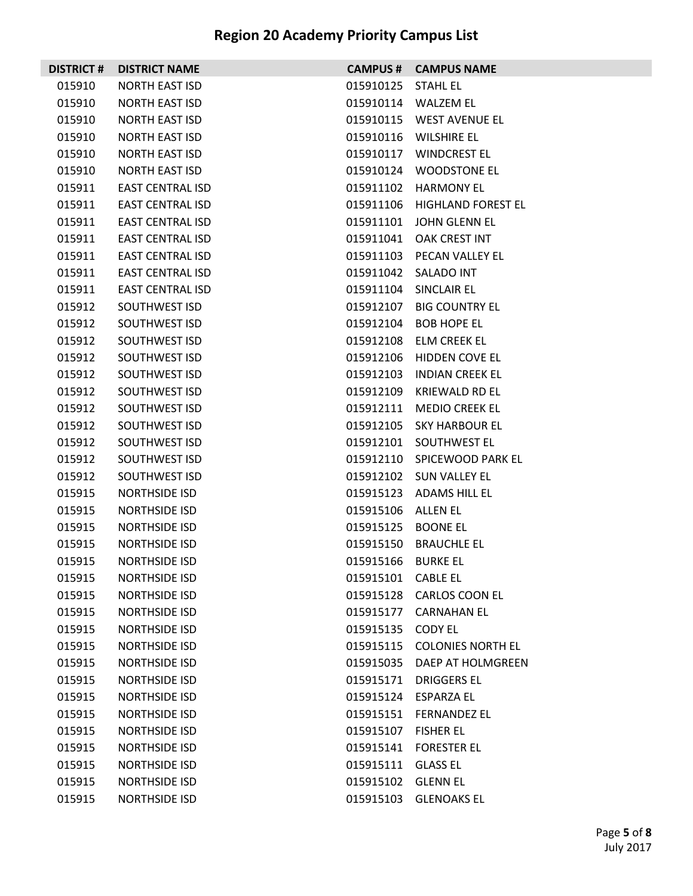# Region 20 Academy Priority Campus List

| DISTRICT # | DISTRICT NAME | CAMPUS # | CAMPUS NAME |
|---|---|---|---|
| 015910 | NORTH EAST ISD | 015910125 | STAHL EL |
| 015910 | NORTH EAST ISD | 015910114 | WALZEM EL |
| 015910 | NORTH EAST ISD | 015910115 | WEST AVENUE EL |
| 015910 | NORTH EAST ISD | 015910116 | WILSHIRE EL |
| 015910 | NORTH EAST ISD | 015910117 | WINDCREST EL |
| 015910 | NORTH EAST ISD | 015910124 | WOODSTONE EL |
| 015911 | EAST CENTRAL ISD | 015911102 | HARMONY EL |
| 015911 | EAST CENTRAL ISD | 015911106 | HIGHLAND FOREST EL |
| 015911 | EAST CENTRAL ISD | 015911101 | JOHN GLENN EL |
| 015911 | EAST CENTRAL ISD | 015911041 | OAK CREST INT |
| 015911 | EAST CENTRAL ISD | 015911103 | PECAN VALLEY EL |
| 015911 | EAST CENTRAL ISD | 015911042 | SALADO INT |
| 015911 | EAST CENTRAL ISD | 015911104 | SINCLAIR EL |
| 015912 | SOUTHWEST ISD | 015912107 | BIG COUNTRY EL |
| 015912 | SOUTHWEST ISD | 015912104 | BOB HOPE EL |
| 015912 | SOUTHWEST ISD | 015912108 | ELM CREEK EL |
| 015912 | SOUTHWEST ISD | 015912106 | HIDDEN COVE EL |
| 015912 | SOUTHWEST ISD | 015912103 | INDIAN CREEK EL |
| 015912 | SOUTHWEST ISD | 015912109 | KRIEWALD RD EL |
| 015912 | SOUTHWEST ISD | 015912111 | MEDIO CREEK EL |
| 015912 | SOUTHWEST ISD | 015912105 | SKY HARBOUR EL |
| 015912 | SOUTHWEST ISD | 015912101 | SOUTHWEST EL |
| 015912 | SOUTHWEST ISD | 015912110 | SPICEWOOD PARK EL |
| 015912 | SOUTHWEST ISD | 015912102 | SUN VALLEY EL |
| 015915 | NORTHSIDE ISD | 015915123 | ADAMS HILL EL |
| 015915 | NORTHSIDE ISD | 015915106 | ALLEN EL |
| 015915 | NORTHSIDE ISD | 015915125 | BOONE EL |
| 015915 | NORTHSIDE ISD | 015915150 | BRAUCHLE EL |
| 015915 | NORTHSIDE ISD | 015915166 | BURKE EL |
| 015915 | NORTHSIDE ISD | 015915101 | CABLE EL |
| 015915 | NORTHSIDE ISD | 015915128 | CARLOS COON EL |
| 015915 | NORTHSIDE ISD | 015915177 | CARNAHAN EL |
| 015915 | NORTHSIDE ISD | 015915135 | CODY EL |
| 015915 | NORTHSIDE ISD | 015915115 | COLONIES NORTH EL |
| 015915 | NORTHSIDE ISD | 015915035 | DAEP AT HOLMGREEN |
| 015915 | NORTHSIDE ISD | 015915171 | DRIGGERS EL |
| 015915 | NORTHSIDE ISD | 015915124 | ESPARZA EL |
| 015915 | NORTHSIDE ISD | 015915151 | FERNANDEZ EL |
| 015915 | NORTHSIDE ISD | 015915107 | FISHER EL |
| 015915 | NORTHSIDE ISD | 015915141 | FORESTER EL |
| 015915 | NORTHSIDE ISD | 015915111 | GLASS EL |
| 015915 | NORTHSIDE ISD | 015915102 | GLENN EL |
| 015915 | NORTHSIDE ISD | 015915103 | GLENOAKS EL |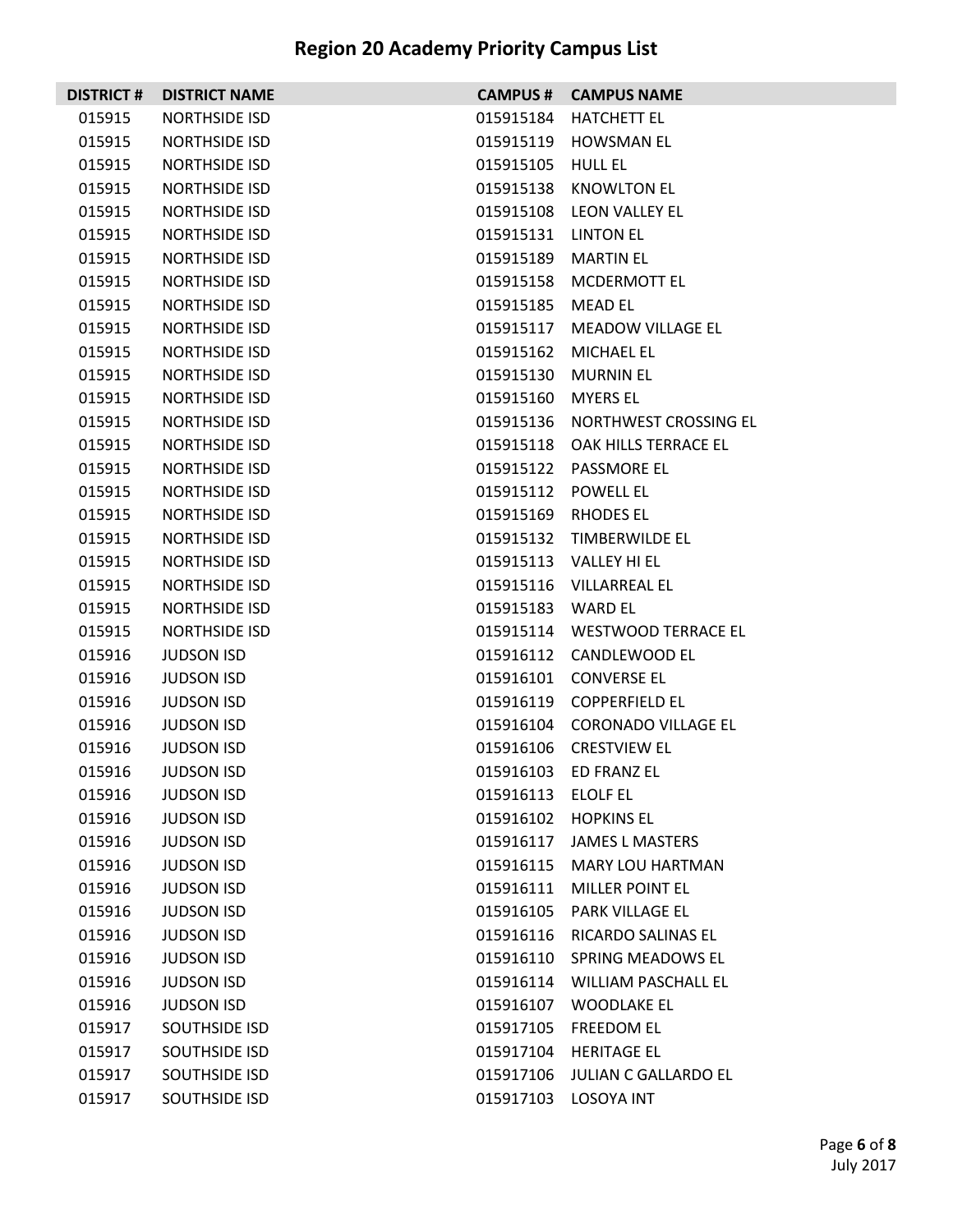# Region 20 Academy Priority Campus List

| DISTRICT # | DISTRICT NAME | CAMPUS # | CAMPUS NAME |
|---|---|---|---|
| 015915 | NORTHSIDE ISD | 015915184 | HATCHETT EL |
| 015915 | NORTHSIDE ISD | 015915119 | HOWSMAN EL |
| 015915 | NORTHSIDE ISD | 015915105 | HULL EL |
| 015915 | NORTHSIDE ISD | 015915138 | KNOWLTON EL |
| 015915 | NORTHSIDE ISD | 015915108 | LEON VALLEY EL |
| 015915 | NORTHSIDE ISD | 015915131 | LINTON EL |
| 015915 | NORTHSIDE ISD | 015915189 | MARTIN EL |
| 015915 | NORTHSIDE ISD | 015915158 | MCDERMOTT EL |
| 015915 | NORTHSIDE ISD | 015915185 | MEAD EL |
| 015915 | NORTHSIDE ISD | 015915117 | MEADOW VILLAGE EL |
| 015915 | NORTHSIDE ISD | 015915162 | MICHAEL EL |
| 015915 | NORTHSIDE ISD | 015915130 | MURNIN EL |
| 015915 | NORTHSIDE ISD | 015915160 | MYERS EL |
| 015915 | NORTHSIDE ISD | 015915136 | NORTHWEST CROSSING EL |
| 015915 | NORTHSIDE ISD | 015915118 | OAK HILLS TERRACE EL |
| 015915 | NORTHSIDE ISD | 015915122 | PASSMORE EL |
| 015915 | NORTHSIDE ISD | 015915112 | POWELL EL |
| 015915 | NORTHSIDE ISD | 015915169 | RHODES EL |
| 015915 | NORTHSIDE ISD | 015915132 | TIMBERWILDE EL |
| 015915 | NORTHSIDE ISD | 015915113 | VALLEY HI EL |
| 015915 | NORTHSIDE ISD | 015915116 | VILLARREAL EL |
| 015915 | NORTHSIDE ISD | 015915183 | WARD EL |
| 015915 | NORTHSIDE ISD | 015915114 | WESTWOOD TERRACE EL |
| 015916 | JUDSON ISD | 015916112 | CANDLEWOOD EL |
| 015916 | JUDSON ISD | 015916101 | CONVERSE EL |
| 015916 | JUDSON ISD | 015916119 | COPPERFIELD EL |
| 015916 | JUDSON ISD | 015916104 | CORONADO VILLAGE EL |
| 015916 | JUDSON ISD | 015916106 | CRESTVIEW EL |
| 015916 | JUDSON ISD | 015916103 | ED FRANZ EL |
| 015916 | JUDSON ISD | 015916113 | ELOLF EL |
| 015916 | JUDSON ISD | 015916102 | HOPKINS EL |
| 015916 | JUDSON ISD | 015916117 | JAMES L MASTERS |
| 015916 | JUDSON ISD | 015916115 | MARY LOU HARTMAN |
| 015916 | JUDSON ISD | 015916111 | MILLER POINT EL |
| 015916 | JUDSON ISD | 015916105 | PARK VILLAGE EL |
| 015916 | JUDSON ISD | 015916116 | RICARDO SALINAS EL |
| 015916 | JUDSON ISD | 015916110 | SPRING MEADOWS EL |
| 015916 | JUDSON ISD | 015916114 | WILLIAM PASCHALL EL |
| 015916 | JUDSON ISD | 015916107 | WOODLAKE EL |
| 015917 | SOUTHSIDE ISD | 015917105 | FREEDOM EL |
| 015917 | SOUTHSIDE ISD | 015917104 | HERITAGE EL |
| 015917 | SOUTHSIDE ISD | 015917106 | JULIAN C GALLARDO EL |
| 015917 | SOUTHSIDE ISD | 015917103 | LOSOYA INT |

July 2017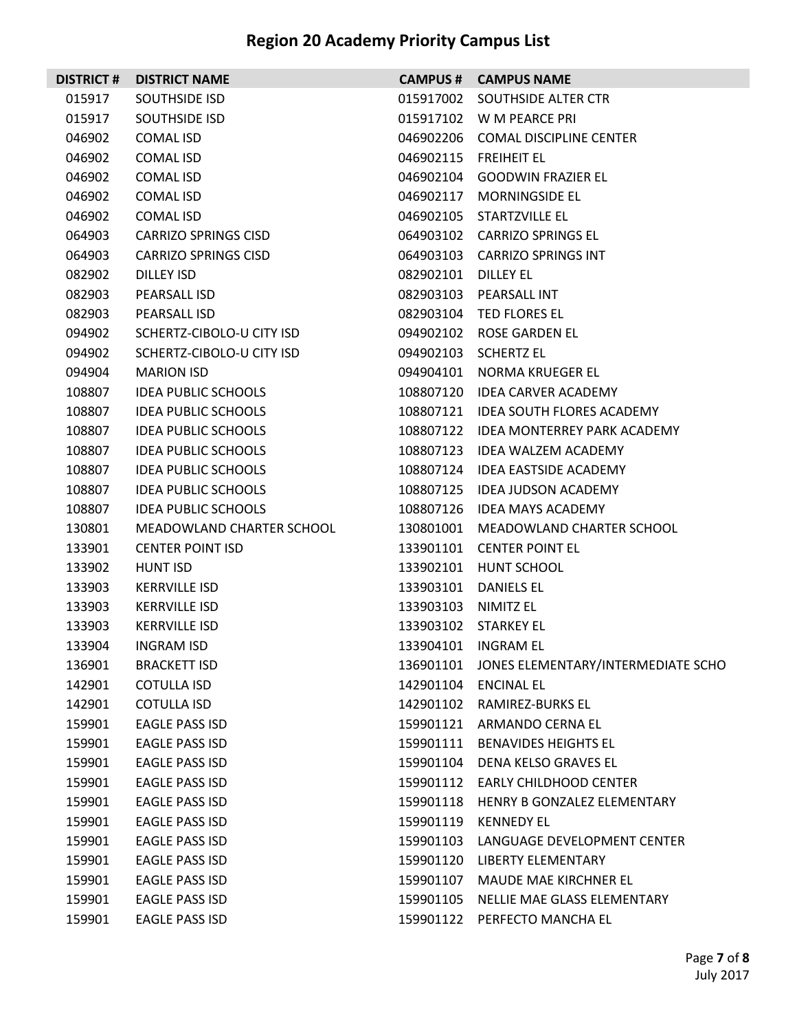# Region 20 Academy Priority Campus List

| DISTRICT # | DISTRICT NAME | CAMPUS # | CAMPUS NAME |
|---|---|---|---|
| 015917 | SOUTHSIDE ISD | 015917002 | SOUTHSIDE ALTER CTR |
| 015917 | SOUTHSIDE ISD | 015917102 | W M PEARCE PRI |
| 046902 | COMAL ISD | 046902206 | COMAL DISCIPLINE CENTER |
| 046902 | COMAL ISD | 046902115 | FREIHEIT EL |
| 046902 | COMAL ISD | 046902104 | GOODWIN FRAZIER EL |
| 046902 | COMAL ISD | 046902117 | MORNINGSIDE EL |
| 046902 | COMAL ISD | 046902105 | STARTZVILLE EL |
| 064903 | CARRIZO SPRINGS CISD | 064903102 | CARRIZO SPRINGS EL |
| 064903 | CARRIZO SPRINGS CISD | 064903103 | CARRIZO SPRINGS INT |
| 082902 | DILLEY ISD | 082902101 | DILLEY EL |
| 082903 | PEARSALL ISD | 082903103 | PEARSALL INT |
| 082903 | PEARSALL ISD | 082903104 | TED FLORES EL |
| 094902 | SCHERTZ-CIBOLO-U CITY ISD | 094902102 | ROSE GARDEN EL |
| 094902 | SCHERTZ-CIBOLO-U CITY ISD | 094902103 | SCHERTZ EL |
| 094904 | MARION ISD | 094904101 | NORMA KRUEGER EL |
| 108807 | IDEA PUBLIC SCHOOLS | 108807120 | IDEA CARVER ACADEMY |
| 108807 | IDEA PUBLIC SCHOOLS | 108807121 | IDEA SOUTH FLORES ACADEMY |
| 108807 | IDEA PUBLIC SCHOOLS | 108807122 | IDEA MONTERREY PARK ACADEMY |
| 108807 | IDEA PUBLIC SCHOOLS | 108807123 | IDEA WALZEM ACADEMY |
| 108807 | IDEA PUBLIC SCHOOLS | 108807124 | IDEA EASTSIDE ACADEMY |
| 108807 | IDEA PUBLIC SCHOOLS | 108807125 | IDEA JUDSON ACADEMY |
| 108807 | IDEA PUBLIC SCHOOLS | 108807126 | IDEA MAYS ACADEMY |
| 130801 | MEADOWLAND CHARTER SCHOOL | 130801001 | MEADOWLAND CHARTER SCHOOL |
| 133901 | CENTER POINT ISD | 133901101 | CENTER POINT EL |
| 133902 | HUNT ISD | 133902101 | HUNT SCHOOL |
| 133903 | KERRVILLE ISD | 133903101 | DANIELS EL |
| 133903 | KERRVILLE ISD | 133903103 | NIMITZ EL |
| 133903 | KERRVILLE ISD | 133903102 | STARKEY EL |
| 133904 | INGRAM ISD | 133904101 | INGRAM EL |
| 136901 | BRACKETT ISD | 136901101 | JONES ELEMENTARY/INTERMEDIATE SCHO |
| 142901 | COTULLA ISD | 142901104 | ENCINAL EL |
| 142901 | COTULLA ISD | 142901102 | RAMIREZ-BURKS EL |
| 159901 | EAGLE PASS ISD | 159901121 | ARMANDO CERNA EL |
| 159901 | EAGLE PASS ISD | 159901111 | BENAVIDES HEIGHTS EL |
| 159901 | EAGLE PASS ISD | 159901104 | DENA KELSO GRAVES EL |
| 159901 | EAGLE PASS ISD | 159901112 | EARLY CHILDHOOD CENTER |
| 159901 | EAGLE PASS ISD | 159901118 | HENRY B GONZALEZ ELEMENTARY |
| 159901 | EAGLE PASS ISD | 159901119 | KENNEDY EL |
| 159901 | EAGLE PASS ISD | 159901103 | LANGUAGE DEVELOPMENT CENTER |
| 159901 | EAGLE PASS ISD | 159901120 | LIBERTY ELEMENTARY |
| 159901 | EAGLE PASS ISD | 159901107 | MAUDE MAE KIRCHNER EL |
| 159901 | EAGLE PASS ISD | 159901105 | NELLIE MAE GLASS ELEMENTARY |
| 159901 | EAGLE PASS ISD | 159901122 | PERFECTO MANCHA EL |

July 2017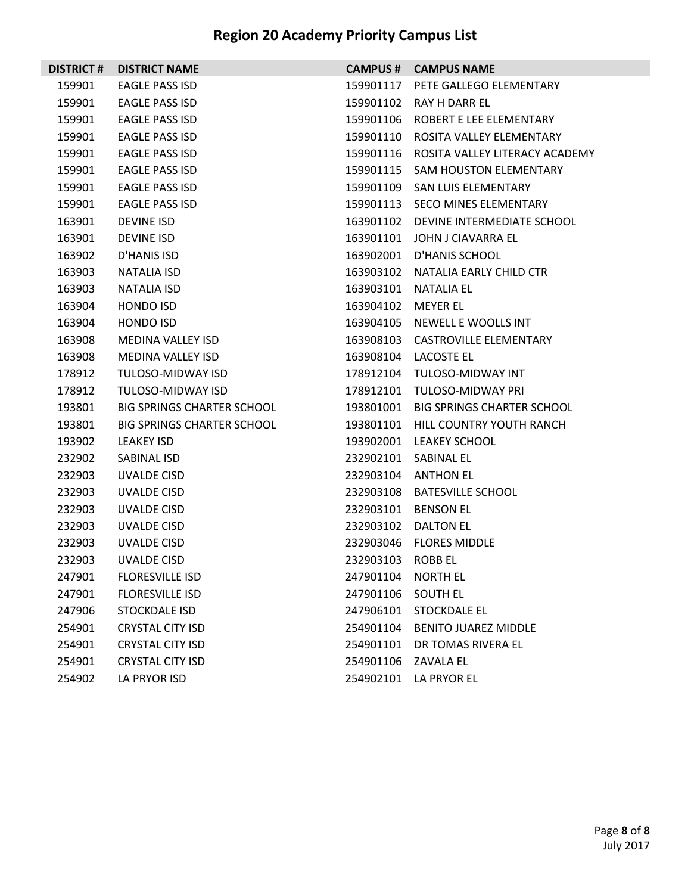## Region 20 Academy Priority Campus List

| DISTRICT # | DISTRICT NAME | CAMPUS # | CAMPUS NAME |
|---|---|---|---|
| 159901 | EAGLE PASS ISD | 159901117 | PETE GALLEGO ELEMENTARY |
| 159901 | EAGLE PASS ISD | 159901102 | RAY H DARR EL |
| 159901 | EAGLE PASS ISD | 159901106 | ROBERT E LEE ELEMENTARY |
| 159901 | EAGLE PASS ISD | 159901110 | ROSITA VALLEY ELEMENTARY |
| 159901 | EAGLE PASS ISD | 159901116 | ROSITA VALLEY LITERACY ACADEMY |
| 159901 | EAGLE PASS ISD | 159901115 | SAM HOUSTON ELEMENTARY |
| 159901 | EAGLE PASS ISD | 159901109 | SAN LUIS ELEMENTARY |
| 159901 | EAGLE PASS ISD | 159901113 | SECO MINES ELEMENTARY |
| 163901 | DEVINE ISD | 163901102 | DEVINE INTERMEDIATE SCHOOL |
| 163901 | DEVINE ISD | 163901101 | JOHN J CIAVARRA EL |
| 163902 | D'HANIS ISD | 163902001 | D'HANIS SCHOOL |
| 163903 | NATALIA ISD | 163903102 | NATALIA EARLY CHILD CTR |
| 163903 | NATALIA ISD | 163903101 | NATALIA EL |
| 163904 | HONDO ISD | 163904102 | MEYER EL |
| 163904 | HONDO ISD | 163904105 | NEWELL E WOOLLS INT |
| 163908 | MEDINA VALLEY ISD | 163908103 | CASTROVILLE ELEMENTARY |
| 163908 | MEDINA VALLEY ISD | 163908104 | LACOSTE EL |
| 178912 | TULOSO-MIDWAY ISD | 178912104 | TULOSO-MIDWAY INT |
| 178912 | TULOSO-MIDWAY ISD | 178912101 | TULOSO-MIDWAY PRI |
| 193801 | BIG SPRINGS CHARTER SCHOOL | 193801001 | BIG SPRINGS CHARTER SCHOOL |
| 193801 | BIG SPRINGS CHARTER SCHOOL | 193801101 | HILL COUNTRY YOUTH RANCH |
| 193902 | LEAKEY ISD | 193902001 | LEAKEY SCHOOL |
| 232902 | SABINAL ISD | 232902101 | SABINAL EL |
| 232903 | UVALDE CISD | 232903104 | ANTHON EL |
| 232903 | UVALDE CISD | 232903108 | BATESVILLE SCHOOL |
| 232903 | UVALDE CISD | 232903101 | BENSON EL |
| 232903 | UVALDE CISD | 232903102 | DALTON EL |
| 232903 | UVALDE CISD | 232903046 | FLORES MIDDLE |
| 232903 | UVALDE CISD | 232903103 | ROBB EL |
| 247901 | FLORESVILLE ISD | 247901104 | NORTH EL |
| 247901 | FLORESVILLE ISD | 247901106 | SOUTH EL |
| 247906 | STOCKDALE ISD | 247906101 | STOCKDALE EL |
| 254901 | CRYSTAL CITY ISD | 254901104 | BENITO JUAREZ MIDDLE |
| 254901 | CRYSTAL CITY ISD | 254901101 | DR TOMAS RIVERA EL |
| 254901 | CRYSTAL CITY ISD | 254901106 | ZAVALA EL |
| 254902 | LA PRYOR ISD | 254902101 | LA PRYOR EL |

July 2017